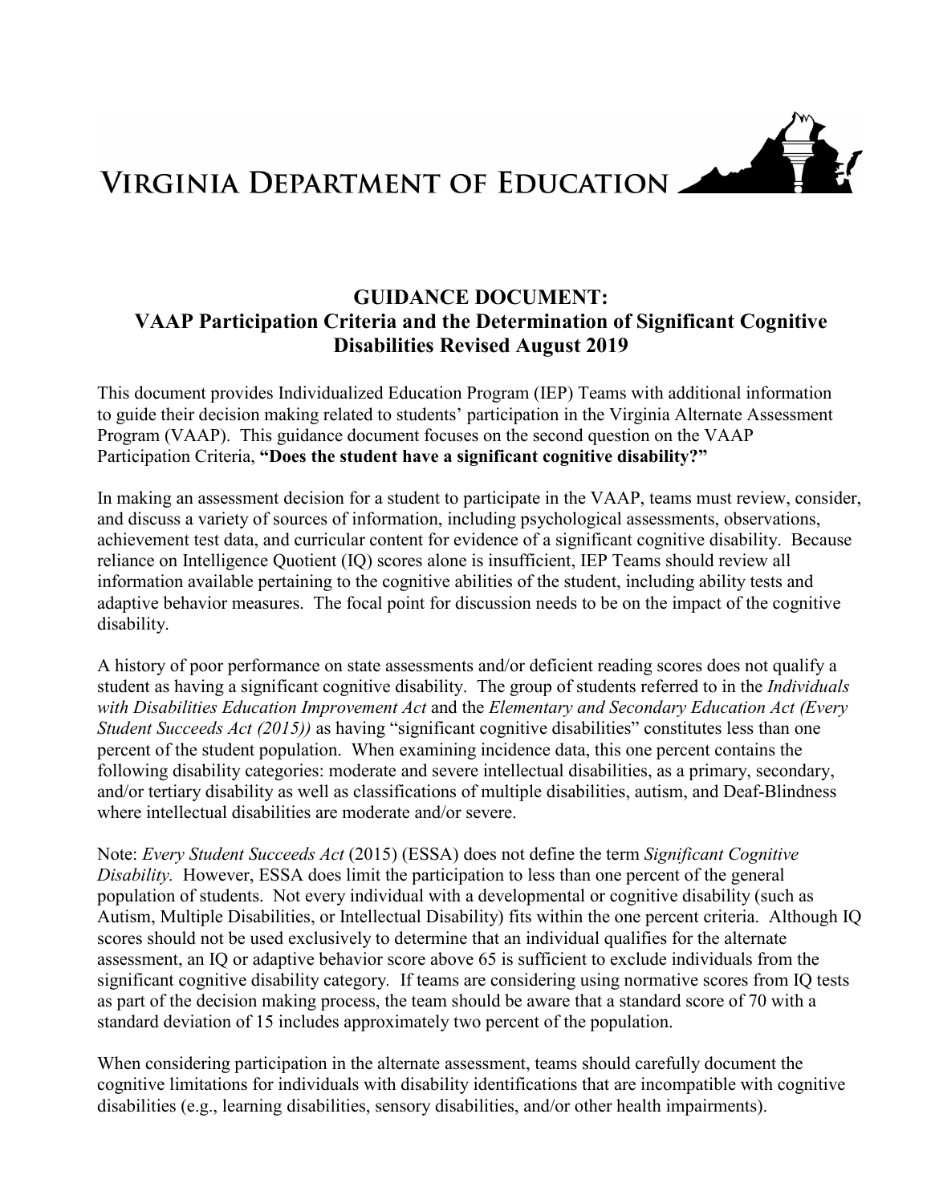VIRGINIA DEPARTMENT OF EDUCATION

# GUIDANCE DOCUMENT: VAAP Participation Criteria and the Determination of Significant Cognitive Disabilities Revised August 2019

This document provides Individualized Education Program (IEP) Teams with additional information to guide their decision making related to students' participation in the Virginia Alternate Assessment Program (VAAP). This guidance document focuses on the second question on the VAAP Participation Criteria, **"Does the student have a significant cognitive disability?"**

In making an assessment decision for a student to participate in the VAAP, teams must review, consider, and discuss a variety of sources of information, including psychological assessments, observations, achievement test data, and curricular content for evidence of a significant cognitive disability. Because reliance on Intelligence Quotient (IQ) scores alone is insufficient, IEP Teams should review all information available pertaining to the cognitive abilities of the student, including ability tests and adaptive behavior measures. The focal point for discussion needs to be on the impact of the cognitive disability.

A history of poor performance on state assessments and/or deficient reading scores does not qualify a student as having a significant cognitive disability. The group of students referred to in the *Individuals with Disabilities Education Improvement Act* and the *Elementary and Secondary Education Act (Every Student Succeeds Act (2015))* as having "significant cognitive disabilities" constitutes less than one percent of the student population. When examining incidence data, this one percent contains the following disability categories: moderate and severe intellectual disabilities, as a primary, secondary, and/or tertiary disability as well as classifications of multiple disabilities, autism, and Deaf-Blindness where intellectual disabilities are moderate and/or severe.

Note: *Every Student Succeeds Act* (2015) (ESSA) does not define the term *Significant Cognitive Disability.* However, ESSA does limit the participation to less than one percent of the general population of students. Not every individual with a developmental or cognitive disability (such as Autism, Multiple Disabilities, or Intellectual Disability) fits within the one percent criteria. Although IQ scores should not be used exclusively to determine that an individual qualifies for the alternate assessment, an IQ or adaptive behavior score above 65 is sufficient to exclude individuals from the significant cognitive disability category. If teams are considering using normative scores from IQ tests as part of the decision making process, the team should be aware that a standard score of 70 with a standard deviation of 15 includes approximately two percent of the population.

When considering participation in the alternate assessment, teams should carefully document the cognitive limitations for individuals with disability identifications that are incompatible with cognitive disabilities (e.g., learning disabilities, sensory disabilities, and/or other health impairments).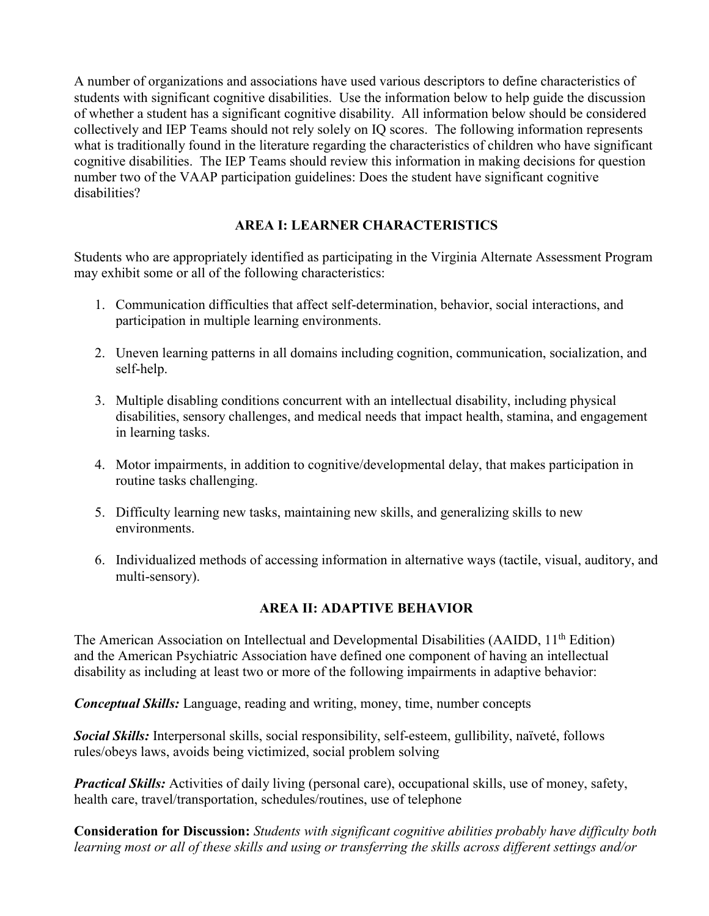A number of organizations and associations have used various descriptors to define characteristics of students with significant cognitive disabilities. Use the information below to help guide the discussion of whether a student has a significant cognitive disability. All information below should be considered collectively and IEP Teams should not rely solely on IQ scores. The following information represents what is traditionally found in the literature regarding the characteristics of children who have significant cognitive disabilities. The IEP Teams should review this information in making decisions for question number two of the VAAP participation guidelines: Does the student have significant cognitive disabilities?

## AREA I: LEARNER CHARACTERISTICS

Students who are appropriately identified as participating in the Virginia Alternate Assessment Program may exhibit some or all of the following characteristics:

1. Communication difficulties that affect self-determination, behavior, social interactions, and participation in multiple learning environments.
2. Uneven learning patterns in all domains including cognition, communication, socialization, and self-help.
3. Multiple disabling conditions concurrent with an intellectual disability, including physical disabilities, sensory challenges, and medical needs that impact health, stamina, and engagement in learning tasks.
4. Motor impairments, in addition to cognitive/developmental delay, that makes participation in routine tasks challenging.
5. Difficulty learning new tasks, maintaining new skills, and generalizing skills to new environments.
6. Individualized methods of accessing information in alternative ways (tactile, visual, auditory, and multi-sensory).

## AREA II: ADAPTIVE BEHAVIOR

The American Association on Intellectual and Developmental Disabilities (AAIDD, 11th Edition) and the American Psychiatric Association have defined one component of having an intellectual disability as including at least two or more of the following impairments in adaptive behavior:

***Conceptual Skills:*** Language, reading and writing, money, time, number concepts

***Social Skills:*** Interpersonal skills, social responsibility, self-esteem, gullibility, naïveté, follows rules/obeys laws, avoids being victimized, social problem solving

***Practical Skills:*** Activities of daily living (personal care), occupational skills, use of money, safety, health care, travel/transportation, schedules/routines, use of telephone

**Consideration for Discussion:** *Students with significant cognitive abilities probably have difficulty both learning most or all of these skills and using or transferring the skills across different settings and/or*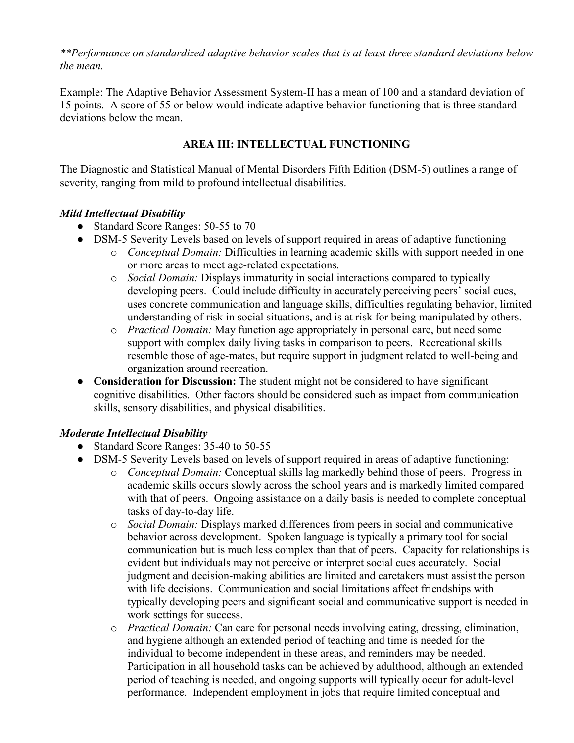*\*\*Performance on standardized adaptive behavior scales that is at least three standard deviations below the mean.*

Example: The Adaptive Behavior Assessment System-II has a mean of 100 and a standard deviation of 15 points. A score of 55 or below would indicate adaptive behavior functioning that is three standard deviations below the mean.

## AREA III: INTELLECTUAL FUNCTIONING

The Diagnostic and Statistical Manual of Mental Disorders Fifth Edition (DSM-5) outlines a range of severity, ranging from mild to profound intellectual disabilities.

### *Mild Intellectual Disability*

- Standard Score Ranges: 50-55 to 70
- DSM-5 Severity Levels based on levels of support required in areas of adaptive functioning
  - *Conceptual Domain:* Difficulties in learning academic skills with support needed in one or more areas to meet age-related expectations.
  - *Social Domain:* Displays immaturity in social interactions compared to typically developing peers. Could include difficulty in accurately perceiving peers' social cues, uses concrete communication and language skills, difficulties regulating behavior, limited understanding of risk in social situations, and is at risk for being manipulated by others.
  - *Practical Domain:* May function age appropriately in personal care, but need some support with complex daily living tasks in comparison to peers. Recreational skills resemble those of age-mates, but require support in judgment related to well-being and organization around recreation.
- **Consideration for Discussion:** The student might not be considered to have significant cognitive disabilities. Other factors should be considered such as impact from communication skills, sensory disabilities, and physical disabilities.

### *Moderate Intellectual Disability*

- Standard Score Ranges: 35-40 to 50-55
- DSM-5 Severity Levels based on levels of support required in areas of adaptive functioning:
  - *Conceptual Domain:* Conceptual skills lag markedly behind those of peers. Progress in academic skills occurs slowly across the school years and is markedly limited compared with that of peers. Ongoing assistance on a daily basis is needed to complete conceptual tasks of day-to-day life.
  - *Social Domain:* Displays marked differences from peers in social and communicative behavior across development. Spoken language is typically a primary tool for social communication but is much less complex than that of peers. Capacity for relationships is evident but individuals may not perceive or interpret social cues accurately. Social judgment and decision-making abilities are limited and caretakers must assist the person with life decisions. Communication and social limitations affect friendships with typically developing peers and significant social and communicative support is needed in work settings for success.
  - *Practical Domain:* Can care for personal needs involving eating, dressing, elimination, and hygiene although an extended period of teaching and time is needed for the individual to become independent in these areas, and reminders may be needed. Participation in all household tasks can be achieved by adulthood, although an extended period of teaching is needed, and ongoing supports will typically occur for adult-level performance. Independent employment in jobs that require limited conceptual and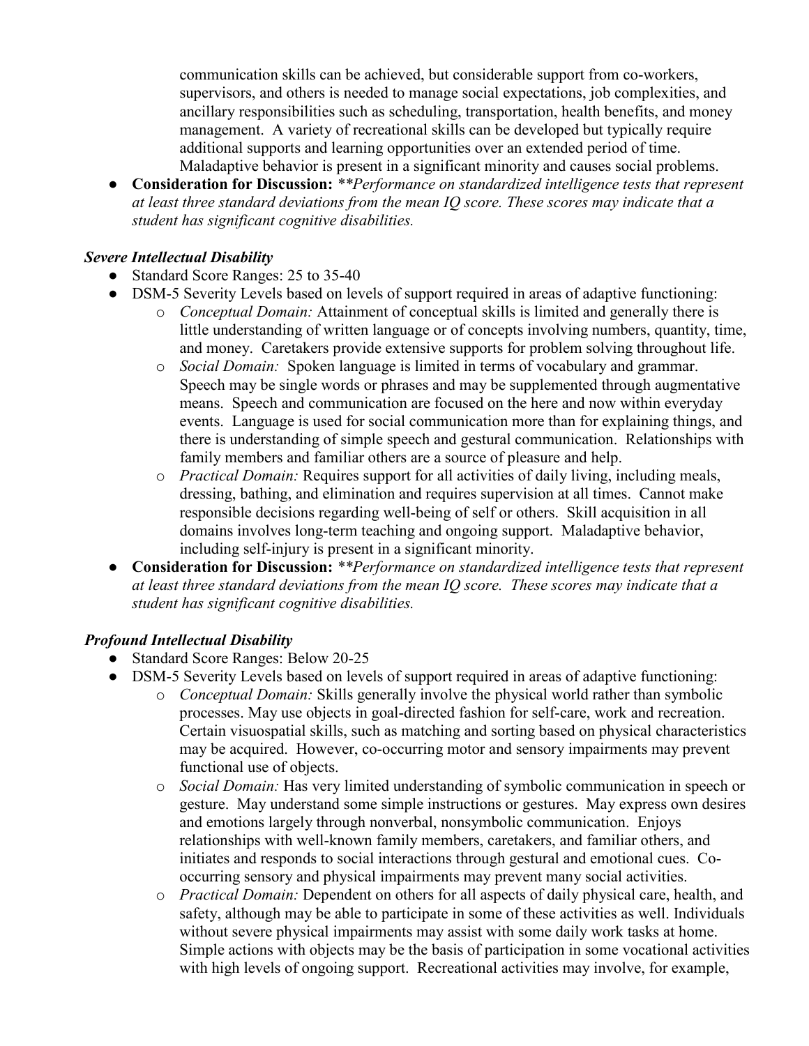communication skills can be achieved, but considerable support from co-workers, supervisors, and others is needed to manage social expectations, job complexities, and ancillary responsibilities such as scheduling, transportation, health benefits, and money management. A variety of recreational skills can be developed but typically require additional supports and learning opportunities over an extended period of time. Maladaptive behavior is present in a significant minority and causes social problems.

- **Consideration for Discussion:** *\*\*Performance on standardized intelligence tests that represent at least three standard deviations from the mean IQ score. These scores may indicate that a student has significant cognitive disabilities.*

***Severe Intellectual Disability***

- Standard Score Ranges: 25 to 35-40
- DSM-5 Severity Levels based on levels of support required in areas of adaptive functioning:
  - *Conceptual Domain:* Attainment of conceptual skills is limited and generally there is little understanding of written language or of concepts involving numbers, quantity, time, and money. Caretakers provide extensive supports for problem solving throughout life.
  - *Social Domain:* Spoken language is limited in terms of vocabulary and grammar. Speech may be single words or phrases and may be supplemented through augmentative means. Speech and communication are focused on the here and now within everyday events. Language is used for social communication more than for explaining things, and there is understanding of simple speech and gestural communication. Relationships with family members and familiar others are a source of pleasure and help.
  - *Practical Domain:* Requires support for all activities of daily living, including meals, dressing, bathing, and elimination and requires supervision at all times. Cannot make responsible decisions regarding well-being of self or others. Skill acquisition in all domains involves long-term teaching and ongoing support. Maladaptive behavior, including self-injury is present in a significant minority.
- **Consideration for Discussion:** *\*\*Performance on standardized intelligence tests that represent at least three standard deviations from the mean IQ score. These scores may indicate that a student has significant cognitive disabilities.*

***Profound Intellectual Disability***

- Standard Score Ranges: Below 20-25
- DSM-5 Severity Levels based on levels of support required in areas of adaptive functioning:
  - *Conceptual Domain:* Skills generally involve the physical world rather than symbolic processes. May use objects in goal-directed fashion for self-care, work and recreation. Certain visuospatial skills, such as matching and sorting based on physical characteristics may be acquired. However, co-occurring motor and sensory impairments may prevent functional use of objects.
  - *Social Domain:* Has very limited understanding of symbolic communication in speech or gesture. May understand some simple instructions or gestures. May express own desires and emotions largely through nonverbal, nonsymbolic communication. Enjoys relationships with well-known family members, caretakers, and familiar others, and initiates and responds to social interactions through gestural and emotional cues. Co-occurring sensory and physical impairments may prevent many social activities.
  - *Practical Domain:* Dependent on others for all aspects of daily physical care, health, and safety, although may be able to participate in some of these activities as well. Individuals without severe physical impairments may assist with some daily work tasks at home. Simple actions with objects may be the basis of participation in some vocational activities with high levels of ongoing support. Recreational activities may involve, for example,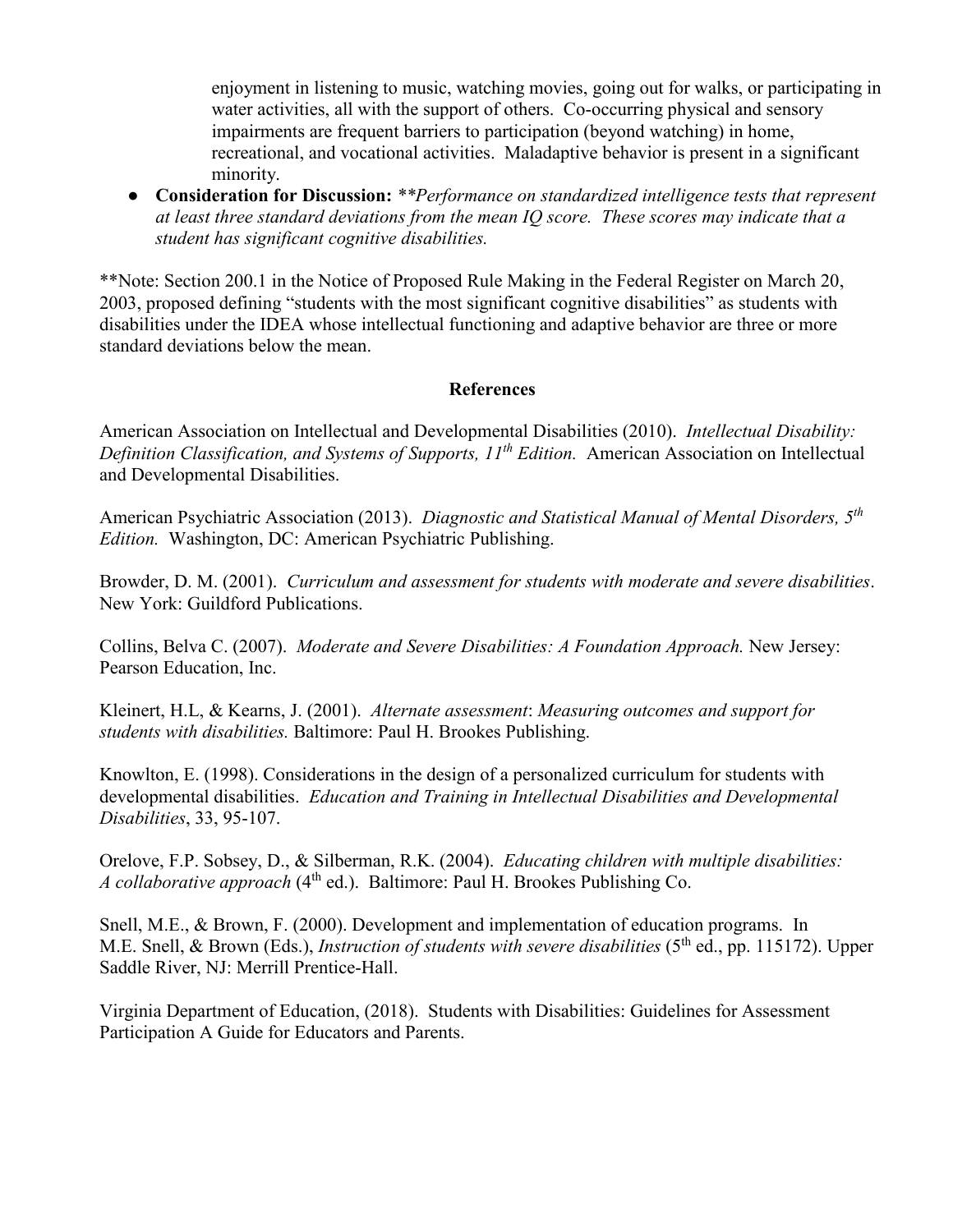enjoyment in listening to music, watching movies, going out for walks, or participating in water activities, all with the support of others. Co-occurring physical and sensory impairments are frequent barriers to participation (beyond watching) in home, recreational, and vocational activities. Maladaptive behavior is present in a significant minority.

- **Consideration for Discussion:** *\*\*Performance on standardized intelligence tests that represent at least three standard deviations from the mean IQ score. These scores may indicate that a student has significant cognitive disabilities.*

\*\*Note: Section 200.1 in the Notice of Proposed Rule Making in the Federal Register on March 20, 2003, proposed defining "students with the most significant cognitive disabilities" as students with disabilities under the IDEA whose intellectual functioning and adaptive behavior are three or more standard deviations below the mean.

## References

American Association on Intellectual and Developmental Disabilities (2010). *Intellectual Disability: Definition Classification, and Systems of Supports, 11th Edition.* American Association on Intellectual and Developmental Disabilities.

American Psychiatric Association (2013). *Diagnostic and Statistical Manual of Mental Disorders, 5th Edition.* Washington, DC: American Psychiatric Publishing.

Browder, D. M. (2001). *Curriculum and assessment for students with moderate and severe disabilities*. New York: Guildford Publications.

Collins, Belva C. (2007). *Moderate and Severe Disabilities: A Foundation Approach.* New Jersey: Pearson Education, Inc.

Kleinert, H.L, & Kearns, J. (2001). *Alternate assessment*: *Measuring outcomes and support for students with disabilities.* Baltimore: Paul H. Brookes Publishing.

Knowlton, E. (1998). Considerations in the design of a personalized curriculum for students with developmental disabilities. *Education and Training in Intellectual Disabilities and Developmental Disabilities*, 33, 95-107.

Orelove, F.P. Sobsey, D., & Silberman, R.K. (2004). *Educating children with multiple disabilities: A collaborative approach* (4th ed.). Baltimore: Paul H. Brookes Publishing Co.

Snell, M.E., & Brown, F. (2000). Development and implementation of education programs. In M.E. Snell, & Brown (Eds.), *Instruction of students with severe disabilities* (5th ed., pp. 115172). Upper Saddle River, NJ: Merrill Prentice-Hall.

Virginia Department of Education, (2018). Students with Disabilities: Guidelines for Assessment Participation A Guide for Educators and Parents.